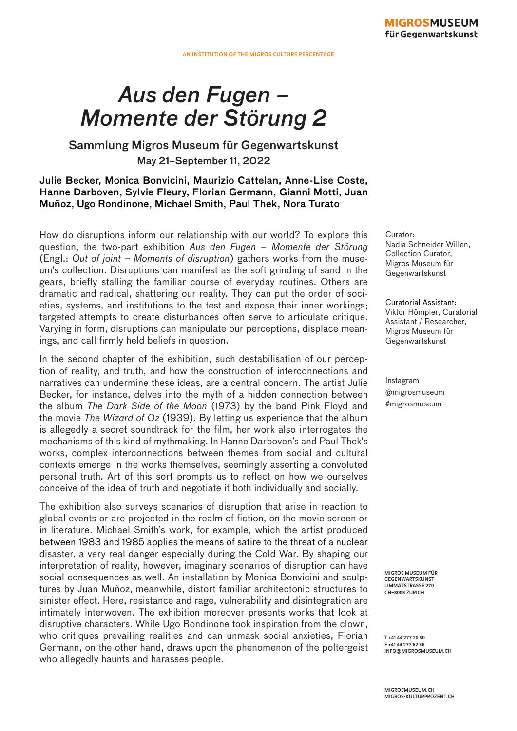MIGROSMUSEUM
für Gegenwartskunst

AN INSTITUTION OF THE MIGROS CULTURE PERCENTAGE

# *Aus den Fugen – Momente der Störung 2*

## Sammlung Migros Museum für Gegenwartskunst

May 21–September 11, 2022

**Julie Becker, Monica Bonvicini, Maurizio Cattelan, Anne-Lise Coste, Hanne Darboven, Sylvie Fleury, Florian Germann, Gianni Motti, Juan Muñoz, Ugo Rondinone, Michael Smith, Paul Thek, Nora Turato**

How do disruptions inform our relationship with our world? To explore this question, the two-part exhibition *Aus den Fugen – Momente der Störung* (Engl.: *Out of joint – Moments of disruption*) gathers works from the museum's collection. Disruptions can manifest as the soft grinding of sand in the gears, briefly stalling the familiar course of everyday routines. Others are dramatic and radical, shattering our reality. They can put the order of societies, systems, and institutions to the test and expose their inner workings; targeted attempts to create disturbances often serve to articulate critique. Varying in form, disruptions can manipulate our perceptions, displace meanings, and call firmly held beliefs in question.

In the second chapter of the exhibition, such destabilisation of our perception of reality, and truth, and how the construction of interconnections and narratives can undermine these ideas, are a central concern. The artist Julie Becker, for instance, delves into the myth of a hidden connection between the album *The Dark Side of the Moon* (1973) by the band Pink Floyd and the movie *The Wizard of Oz* (1939). By letting us experience that the album is allegedly a secret soundtrack for the film, her work also interrogates the mechanisms of this kind of mythmaking. In Hanne Darboven's and Paul Thek's works, complex interconnections between themes from social and cultural contexts emerge in the works themselves, seemingly asserting a convoluted personal truth. Art of this sort prompts us to reflect on how we ourselves conceive of the idea of truth and negotiate it both individually and socially.

The exhibition also surveys scenarios of disruption that arise in reaction to global events or are projected in the realm of fiction, on the movie screen or in literature. Michael Smith's work, for example, which the artist produced between 1983 and 1985 applies the means of satire to the threat of a nuclear disaster, a very real danger especially during the Cold War. By shaping our interpretation of reality, however, imaginary scenarios of disruption can have social consequences as well. An installation by Monica Bonvicini and sculptures by Juan Muñoz, meanwhile, distort familiar architectonic structures to sinister effect. Here, resistance and rage, vulnerability and disintegration are intimately interwoven. The exhibition moreover presents works that look at disruptive characters. While Ugo Rondinone took inspiration from the clown, who critiques prevailing realities and can unmask social anxieties, Florian Germann, on the other hand, draws upon the phenomenon of the poltergeist who allegedly haunts and harasses people.

Curator:
Nadia Schneider Willen, Collection Curator, Migros Museum für Gegenwartskunst

Curatorial Assistant:
Viktor Hömpler, Curatorial Assistant / Researcher, Migros Museum für Gegenwartskunst

Instagram
@migrosmuseum
#migrosmuseum

MIGROS MUSEUM FÜR GEGENWARTSKUNST
LIMMATSTRASSE 270
CH–8005 ZURICH

T +41 44 277 20 50
F +41 44 277 62 86
INFO@MIGROSMUSEUM.CH

MIGROSMUSEUM.CH
MIGROS-KULTURPROZENT.CH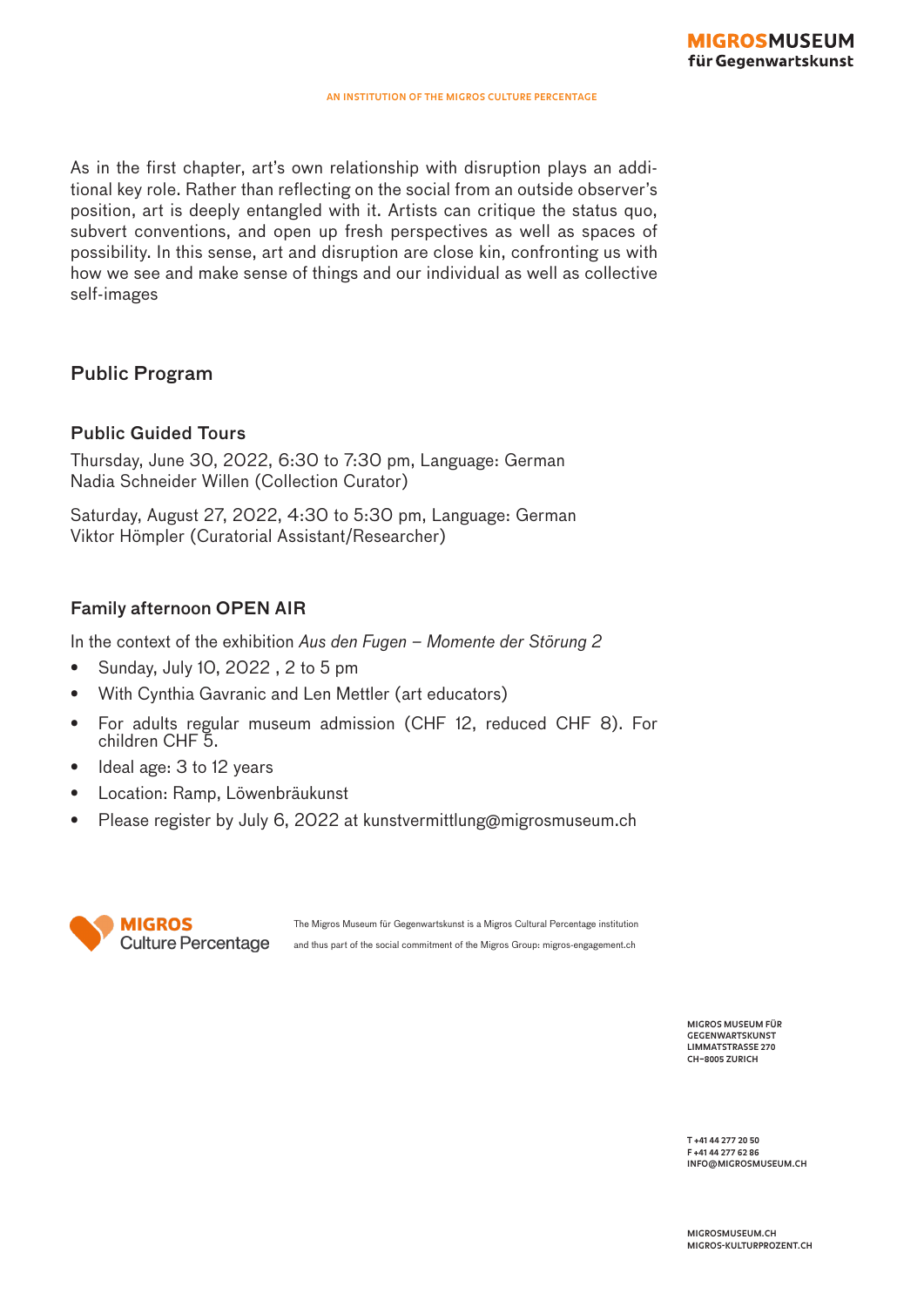As in the first chapter, art's own relationship with disruption plays an additional key role. Rather than reflecting on the social from an outside observer's position, art is deeply entangled with it. Artists can critique the status quo, subvert conventions, and open up fresh perspectives as well as spaces of possibility. In this sense, art and disruption are close kin, confronting us with how we see and make sense of things and our individual as well as collective self-images

## Public Program

### Public Guided Tours

Thursday, June 30, 2022, 6:30 to 7:30 pm, Language: German
Nadia Schneider Willen (Collection Curator)

Saturday, August 27, 2022, 4:30 to 5:30 pm, Language: German
Viktor Hömpler (Curatorial Assistant/Researcher)

### Family afternoon OPEN AIR

In the context of the exhibition *Aus den Fugen – Momente der Störung 2*

- Sunday, July 10, 2022 , 2 to 5 pm
- With Cynthia Gavranic and Len Mettler (art educators)
- For adults regular museum admission (CHF 12, reduced CHF 8). For children CHF 5.
- Ideal age: 3 to 12 years
- Location: Ramp, Löwenbräukunst
- Please register by July 6, 2022 at kunstvermittlung@migrosmuseum.ch

MIGROS Culture Percentage

The Migros Museum für Gegenwartskunst is a Migros Cultural Percentage institution and thus part of the social commitment of the Migros Group: migros-engagement.ch

MIGROS MUSEUM FÜR GEGENWARTSKUNST
LIMMATSTRASSE 270
CH–8005 ZURICH

T +41 44 277 20 50
F +41 44 277 62 86
INFO@MIGROSMUSEUM.CH

MIGROSMUSEUM.CH
MIGROS-KULTURPROZENT.CH